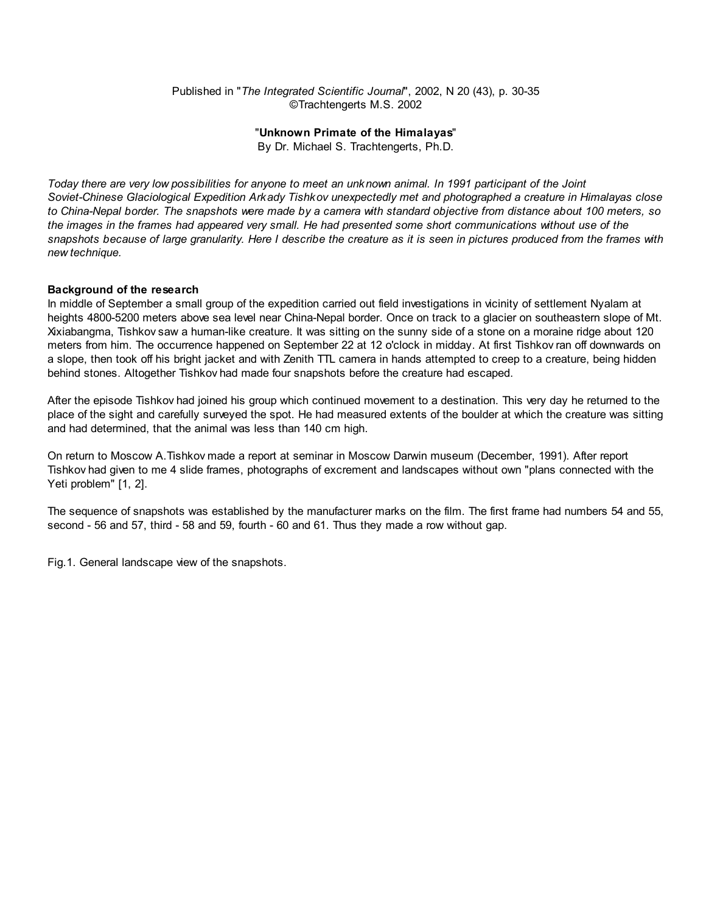Published in "*The Integrated Scientific Journal*", 2002, N 20 (43), p. 30-35
©Trachtengerts M.S. 2002

# "Unknown Primate of the Himalayas"

By Dr. Michael S. Trachtengerts, Ph.D.

*Today there are very low possibilities for anyone to meet an unknown animal. In 1991 participant of the Joint Soviet-Chinese Glaciological Expedition Arkady Tishkov unexpectedly met and photographed a creature in Himalayas close to China-Nepal border. The snapshots were made by a camera with standard objective from distance about 100 meters, so the images in the frames had appeared very small. He had presented some short communications without use of the snapshots because of large granularity. Here I describe the creature as it is seen in pictures produced from the frames with new technique.*

## Background of the research

In middle of September a small group of the expedition carried out field investigations in vicinity of settlement Nyalam at heights 4800-5200 meters above sea level near China-Nepal border. Once on track to a glacier on southeastern slope of Mt. Xixiabangma, Tishkov saw a human-like creature. It was sitting on the sunny side of a stone on a moraine ridge about 120 meters from him. The occurrence happened on September 22 at 12 o'clock in midday. At first Tishkov ran off downwards on a slope, then took off his bright jacket and with Zenith TTL camera in hands attempted to creep to a creature, being hidden behind stones. Altogether Tishkov had made four snapshots before the creature had escaped.

After the episode Tishkov had joined his group which continued movement to a destination. This very day he returned to the place of the sight and carefully surveyed the spot. He had measured extents of the boulder at which the creature was sitting and had determined, that the animal was less than 140 cm high.

On return to Moscow A.Tishkov made a report at seminar in Moscow Darwin museum (December, 1991). After report Tishkov had given to me 4 slide frames, photographs of excrement and landscapes without own "plans connected with the Yeti problem" [1, 2].

The sequence of snapshots was established by the manufacturer marks on the film. The first frame had numbers 54 and 55, second - 56 and 57, third - 58 and 59, fourth - 60 and 61. Thus they made a row without gap.

Fig.1. General landscape view of the snapshots.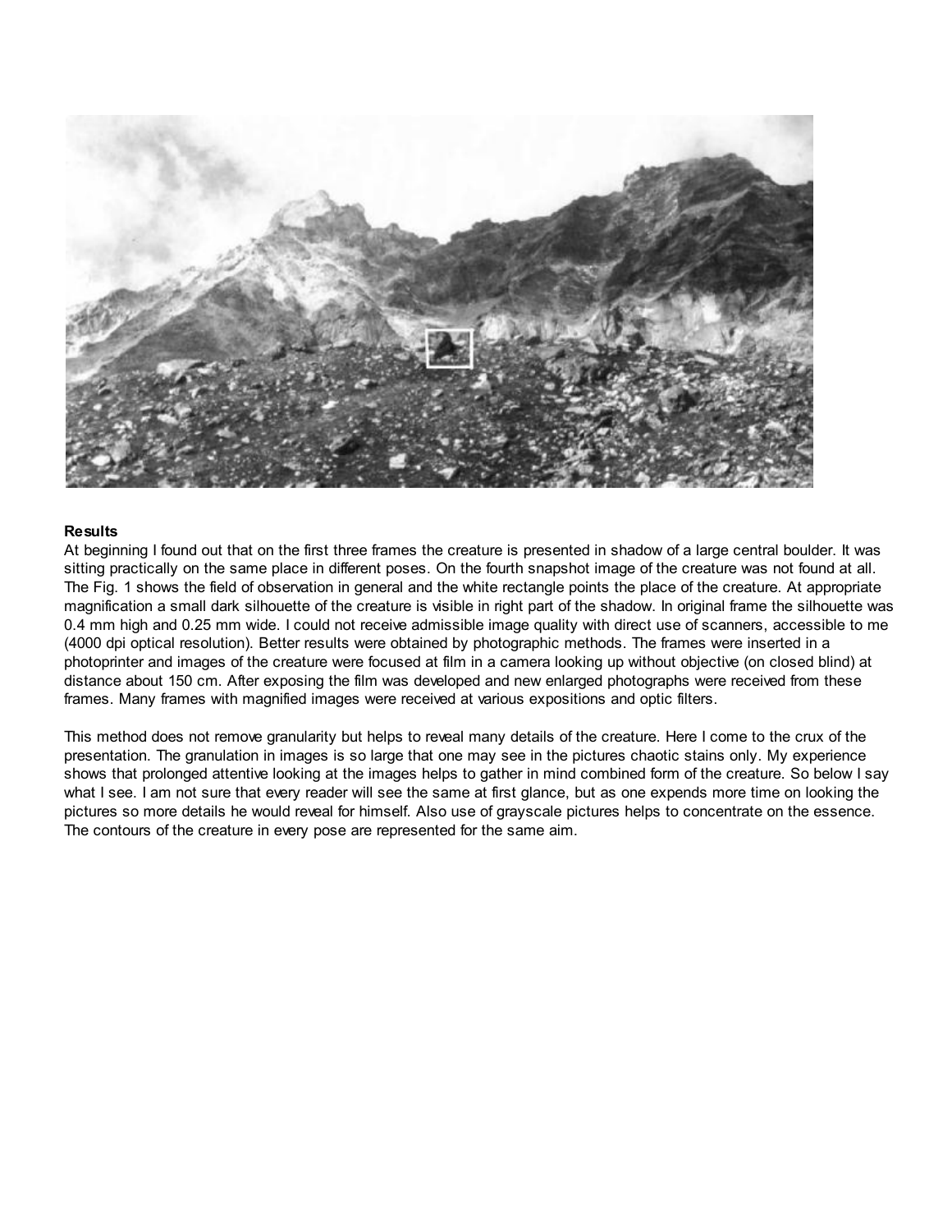**Results**

At beginning I found out that on the first three frames the creature is presented in shadow of a large central boulder. It was sitting practically on the same place in different poses. On the fourth snapshot image of the creature was not found at all. The Fig. 1 shows the field of observation in general and the white rectangle points the place of the creature. At appropriate magnification a small dark silhouette of the creature is visible in right part of the shadow. In original frame the silhouette was 0.4 mm high and 0.25 mm wide. I could not receive admissible image quality with direct use of scanners, accessible to me (4000 dpi optical resolution). Better results were obtained by photographic methods. The frames were inserted in a photoprinter and images of the creature were focused at film in a camera looking up without objective (on closed blind) at distance about 150 cm. After exposing the film was developed and new enlarged photographs were received from these frames. Many frames with magnified images were received at various expositions and optic filters.

This method does not remove granularity but helps to reveal many details of the creature. Here I come to the crux of the presentation. The granulation in images is so large that one may see in the pictures chaotic stains only. My experience shows that prolonged attentive looking at the images helps to gather in mind combined form of the creature. So below I say what I see. I am not sure that every reader will see the same at first glance, but as one expends more time on looking the pictures so more details he would reveal for himself. Also use of grayscale pictures helps to concentrate on the essence. The contours of the creature in every pose are represented for the same aim.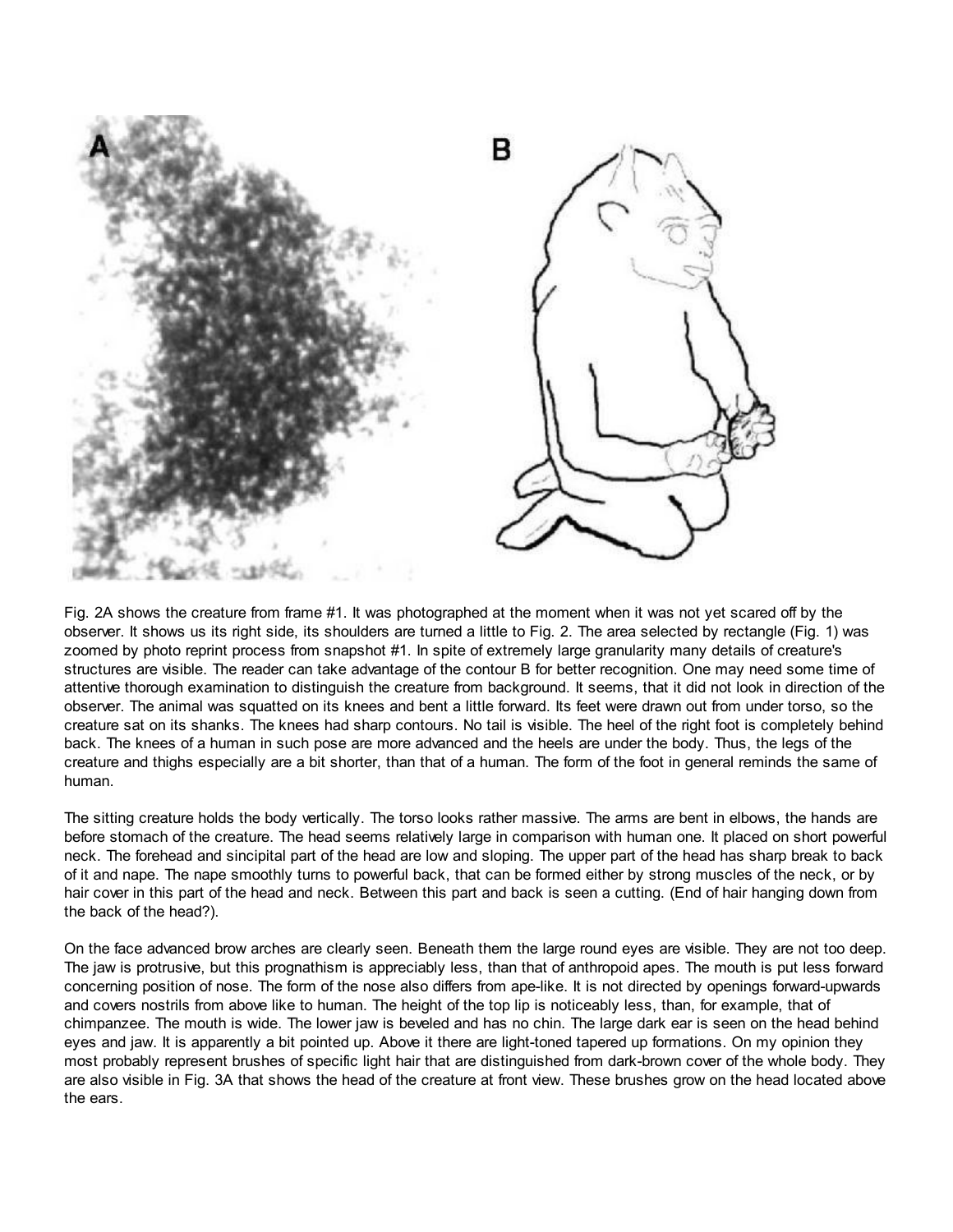Fig. 2A shows the creature from frame #1. It was photographed at the moment when it was not yet scared off by the observer. It shows us its right side, its shoulders are turned a little to Fig. 2. The area selected by rectangle (Fig. 1) was zoomed by photo reprint process from snapshot #1. In spite of extremely large granularity many details of creature's structures are visible. The reader can take advantage of the contour B for better recognition. One may need some time of attentive thorough examination to distinguish the creature from background. It seems, that it did not look in direction of the observer. The animal was squatted on its knees and bent a little forward. Its feet were drawn out from under torso, so the creature sat on its shanks. The knees had sharp contours. No tail is visible. The heel of the right foot is completely behind back. The knees of a human in such pose are more advanced and the heels are under the body. Thus, the legs of the creature and thighs especially are a bit shorter, than that of a human. The form of the foot in general reminds the same of human.

The sitting creature holds the body vertically. The torso looks rather massive. The arms are bent in elbows, the hands are before stomach of the creature. The head seems relatively large in comparison with human one. It placed on short powerful neck. The forehead and sincipital part of the head are low and sloping. The upper part of the head has sharp break to back of it and nape. The nape smoothly turns to powerful back, that can be formed either by strong muscles of the neck, or by hair cover in this part of the head and neck. Between this part and back is seen a cutting. (End of hair hanging down from the back of the head?).

On the face advanced brow arches are clearly seen. Beneath them the large round eyes are visible. They are not too deep. The jaw is protrusive, but this prognathism is appreciably less, than that of anthropoid apes. The mouth is put less forward concerning position of nose. The form of the nose also differs from ape-like. It is not directed by openings forward-upwards and covers nostrils from above like to human. The height of the top lip is noticeably less, than, for example, that of chimpanzee. The mouth is wide. The lower jaw is beveled and has no chin. The large dark ear is seen on the head behind eyes and jaw. It is apparently a bit pointed up. Above it there are light-toned tapered up formations. On my opinion they most probably represent brushes of specific light hair that are distinguished from dark-brown cover of the whole body. They are also visible in Fig. 3A that shows the head of the creature at front view. These brushes grow on the head located above the ears.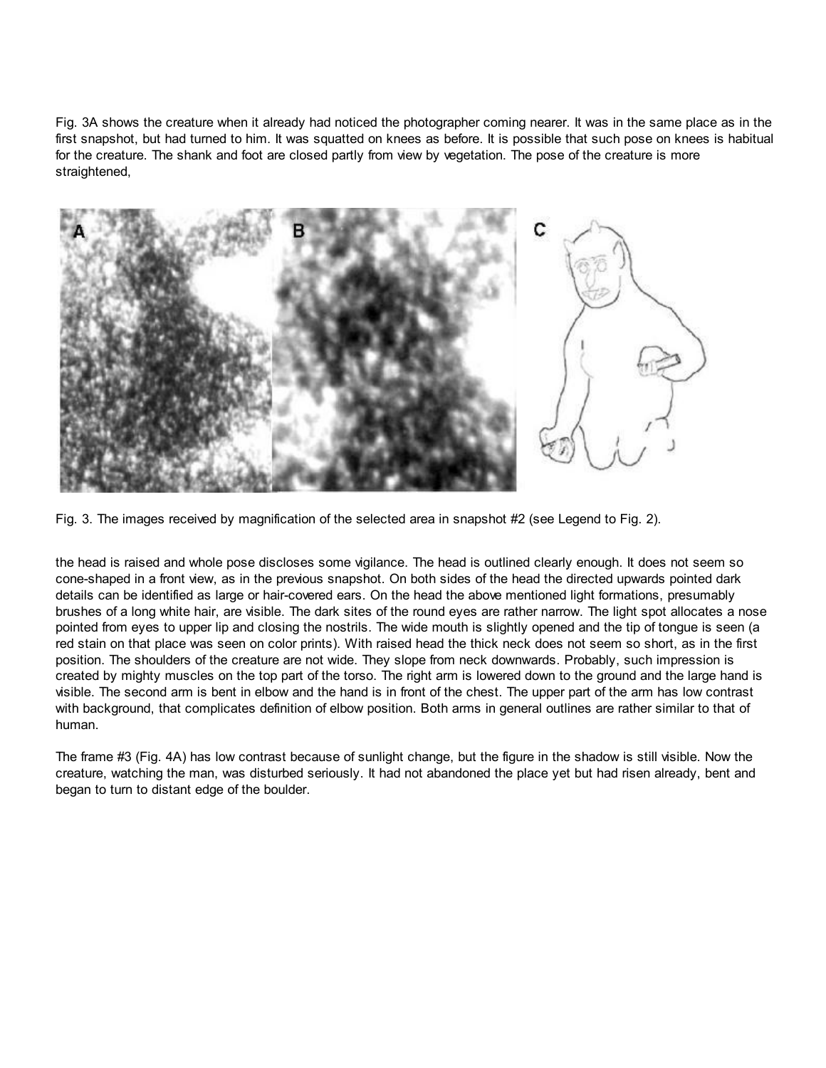Fig. 3A shows the creature when it already had noticed the photographer coming nearer. It was in the same place as in the first snapshot, but had turned to him. It was squatted on knees as before. It is possible that such pose on knees is habitual for the creature. The shank and foot are closed partly from view by vegetation. The pose of the creature is more straightened,

Fig. 3. The images received by magnification of the selected area in snapshot #2 (see Legend to Fig. 2).

the head is raised and whole pose discloses some vigilance. The head is outlined clearly enough. It does not seem so cone-shaped in a front view, as in the previous snapshot. On both sides of the head the directed upwards pointed dark details can be identified as large or hair-covered ears. On the head the above mentioned light formations, presumably brushes of a long white hair, are visible. The dark sites of the round eyes are rather narrow. The light spot allocates a nose pointed from eyes to upper lip and closing the nostrils. The wide mouth is slightly opened and the tip of tongue is seen (a red stain on that place was seen on color prints). With raised head the thick neck does not seem so short, as in the first position. The shoulders of the creature are not wide. They slope from neck downwards. Probably, such impression is created by mighty muscles on the top part of the torso. The right arm is lowered down to the ground and the large hand is visible. The second arm is bent in elbow and the hand is in front of the chest. The upper part of the arm has low contrast with background, that complicates definition of elbow position. Both arms in general outlines are rather similar to that of human.

The frame #3 (Fig. 4A) has low contrast because of sunlight change, but the figure in the shadow is still visible. Now the creature, watching the man, was disturbed seriously. It had not abandoned the place yet but had risen already, bent and began to turn to distant edge of the boulder.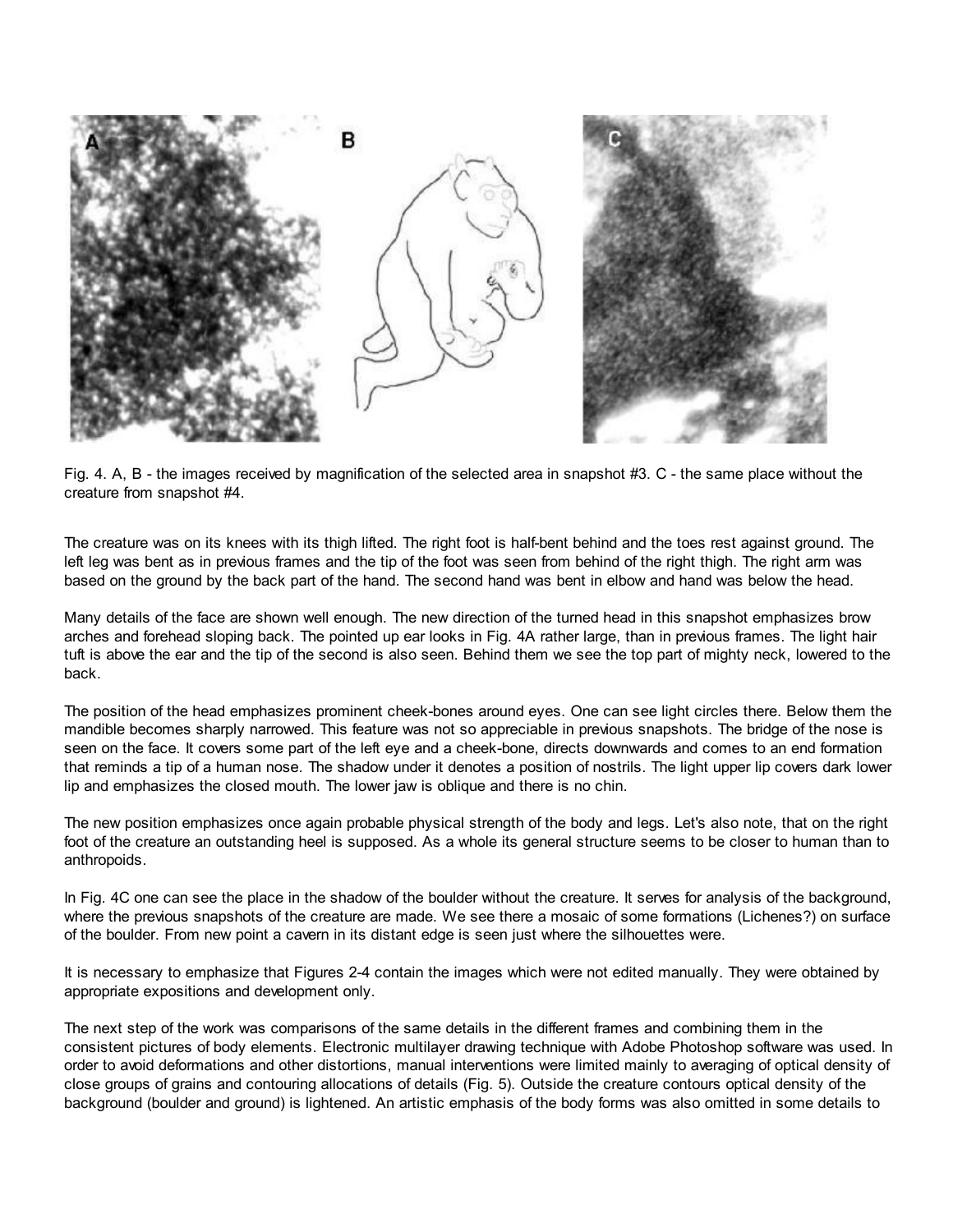Fig. 4. A, B - the images received by magnification of the selected area in snapshot #3. C - the same place without the creature from snapshot #4.

The creature was on its knees with its thigh lifted. The right foot is half-bent behind and the toes rest against ground. The left leg was bent as in previous frames and the tip of the foot was seen from behind of the right thigh. The right arm was based on the ground by the back part of the hand. The second hand was bent in elbow and hand was below the head.

Many details of the face are shown well enough. The new direction of the turned head in this snapshot emphasizes brow arches and forehead sloping back. The pointed up ear looks in Fig. 4A rather large, than in previous frames. The light hair tuft is above the ear and the tip of the second is also seen. Behind them we see the top part of mighty neck, lowered to the back.

The position of the head emphasizes prominent cheek-bones around eyes. One can see light circles there. Below them the mandible becomes sharply narrowed. This feature was not so appreciable in previous snapshots. The bridge of the nose is seen on the face. It covers some part of the left eye and a cheek-bone, directs downwards and comes to an end formation that reminds a tip of a human nose. The shadow under it denotes a position of nostrils. The light upper lip covers dark lower lip and emphasizes the closed mouth. The lower jaw is oblique and there is no chin.

The new position emphasizes once again probable physical strength of the body and legs. Let's also note, that on the right foot of the creature an outstanding heel is supposed. As a whole its general structure seems to be closer to human than to anthropoids.

In Fig. 4C one can see the place in the shadow of the boulder without the creature. It serves for analysis of the background, where the previous snapshots of the creature are made. We see there a mosaic of some formations (Lichenes?) on surface of the boulder. From new point a cavern in its distant edge is seen just where the silhouettes were.

It is necessary to emphasize that Figures 2-4 contain the images which were not edited manually. They were obtained by appropriate expositions and development only.

The next step of the work was comparisons of the same details in the different frames and combining them in the consistent pictures of body elements. Electronic multilayer drawing technique with Adobe Photoshop software was used. In order to avoid deformations and other distortions, manual interventions were limited mainly to averaging of optical density of close groups of grains and contouring allocations of details (Fig. 5). Outside the creature contours optical density of the background (boulder and ground) is lightened. An artistic emphasis of the body forms was also omitted in some details to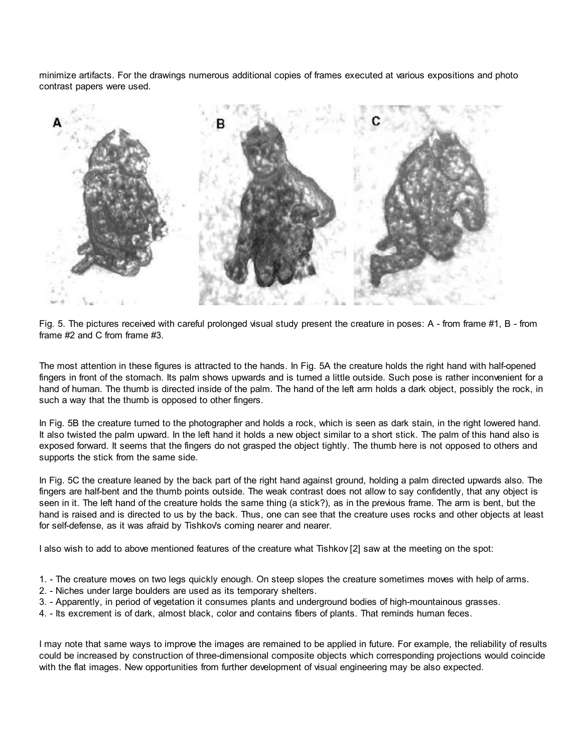minimize artifacts. For the drawings numerous additional copies of frames executed at various expositions and photo contrast papers were used.

Fig. 5. The pictures received with careful prolonged visual study present the creature in poses: A - from frame #1, B - from frame #2 and C from frame #3.

The most attention in these figures is attracted to the hands. In Fig. 5A the creature holds the right hand with half-opened fingers in front of the stomach. Its palm shows upwards and is turned a little outside. Such pose is rather inconvenient for a hand of human. The thumb is directed inside of the palm. The hand of the left arm holds a dark object, possibly the rock, in such a way that the thumb is opposed to other fingers.

In Fig. 5B the creature turned to the photographer and holds a rock, which is seen as dark stain, in the right lowered hand. It also twisted the palm upward. In the left hand it holds a new object similar to a short stick. The palm of this hand also is exposed forward. It seems that the fingers do not grasped the object tightly. The thumb here is not opposed to others and supports the stick from the same side.

In Fig. 5C the creature leaned by the back part of the right hand against ground, holding a palm directed upwards also. The fingers are half-bent and the thumb points outside. The weak contrast does not allow to say confidently, that any object is seen in it. The left hand of the creature holds the same thing (a stick?), as in the previous frame. The arm is bent, but the hand is raised and is directed to us by the back. Thus, one can see that the creature uses rocks and other objects at least for self-defense, as it was afraid by Tishkov's coming nearer and nearer.

I also wish to add to above mentioned features of the creature what Tishkov [2] saw at the meeting on the spot:

1. - The creature moves on two legs quickly enough. On steep slopes the creature sometimes moves with help of arms.
2. - Niches under large boulders are used as its temporary shelters.
3. - Apparently, in period of vegetation it consumes plants and underground bodies of high-mountainous grasses.
4. - Its excrement is of dark, almost black, color and contains fibers of plants. That reminds human feces.

I may note that same ways to improve the images are remained to be applied in future. For example, the reliability of results could be increased by construction of three-dimensional composite objects which corresponding projections would coincide with the flat images. New opportunities from further development of visual engineering may be also expected.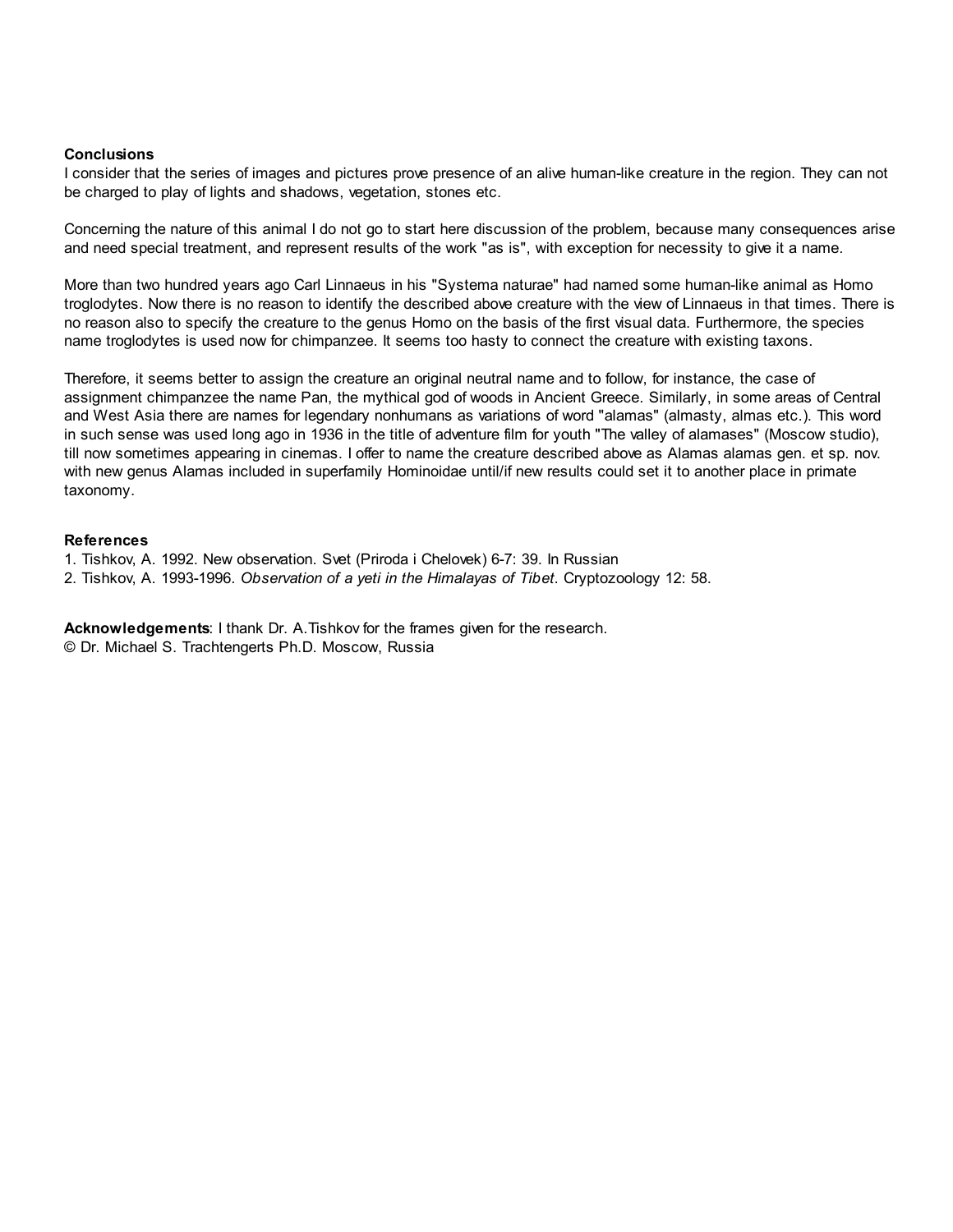**Conclusions**

I consider that the series of images and pictures prove presence of an alive human-like creature in the region. They can not be charged to play of lights and shadows, vegetation, stones etc.

Concerning the nature of this animal I do not go to start here discussion of the problem, because many consequences arise and need special treatment, and represent results of the work "as is", with exception for necessity to give it a name.

More than two hundred years ago Carl Linnaeus in his "Systema naturae" had named some human-like animal as Homo troglodytes. Now there is no reason to identify the described above creature with the view of Linnaeus in that times. There is no reason also to specify the creature to the genus Homo on the basis of the first visual data. Furthermore, the species name troglodytes is used now for chimpanzee. It seems too hasty to connect the creature with existing taxons.

Therefore, it seems better to assign the creature an original neutral name and to follow, for instance, the case of assignment chimpanzee the name Pan, the mythical god of woods in Ancient Greece. Similarly, in some areas of Central and West Asia there are names for legendary nonhumans as variations of word "alamas" (almasty, almas etc.). This word in such sense was used long ago in 1936 in the title of adventure film for youth "The valley of alamases" (Moscow studio), till now sometimes appearing in cinemas. I offer to name the creature described above as Alamas alamas gen. et sp. nov. with new genus Alamas included in superfamily Hominoidae until/if new results could set it to another place in primate taxonomy.

**References**

1. Tishkov, A. 1992. New observation. Svet (Priroda i Chelovek) 6-7: 39. In Russian
2. Tishkov, A. 1993-1996. *Observation of a yeti in the Himalayas of Tibet*. Cryptozoology 12: 58.

**Acknowledgements**: I thank Dr. A.Tishkov for the frames given for the research.
© Dr. Michael S. Trachtengerts Ph.D. Moscow, Russia